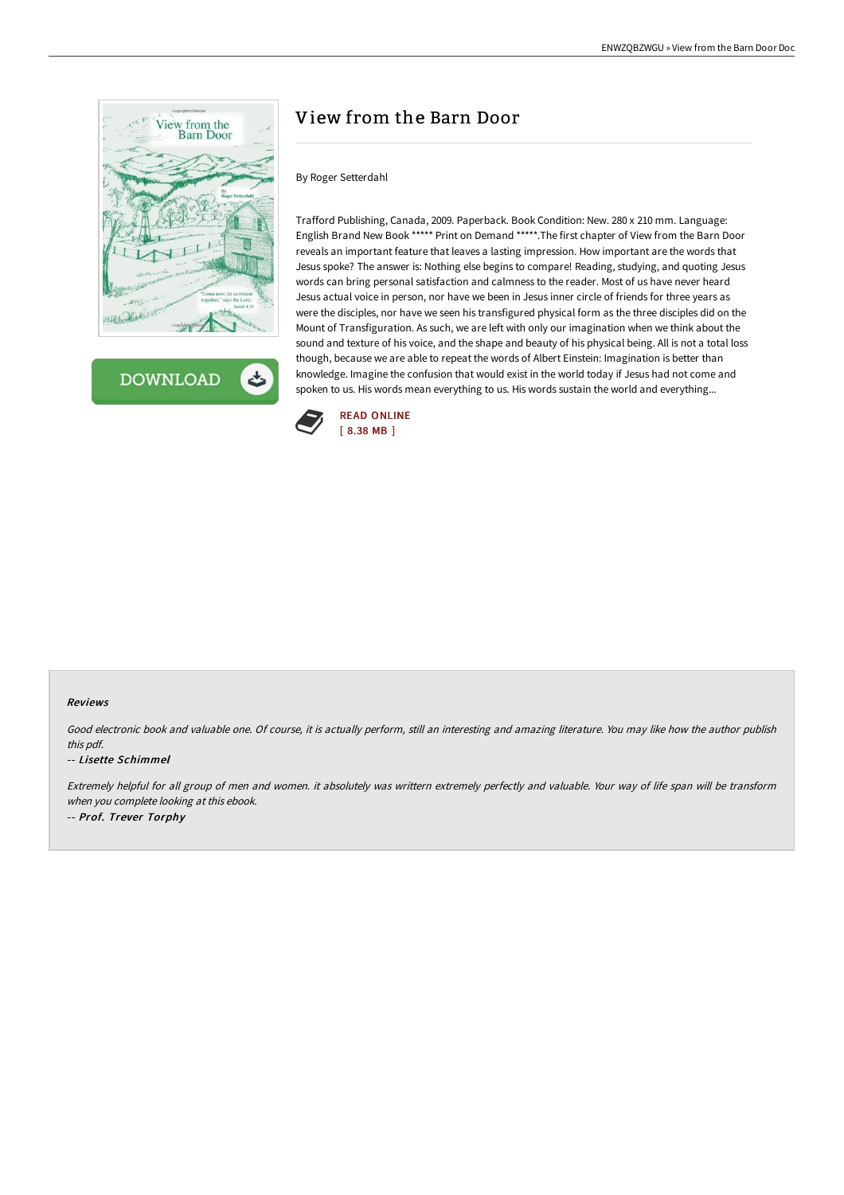# View from the Barn Door

By Roger Setterdahl

Trafford Publishing, Canada, 2009. Paperback. Book Condition: New. 280 x 210 mm. Language: English Brand New Book ***** Print on Demand *****.The first chapter of View from the Barn Door reveals an important feature that leaves a lasting impression. How important are the words that Jesus spoke? The answer is: Nothing else begins to compare! Reading, studying, and quoting Jesus words can bring personal satisfaction and calmness to the reader. Most of us have never heard Jesus actual voice in person, nor have we been in Jesus inner circle of friends for three years as were the disciples, nor have we seen his transfigured physical form as the three disciples did on the Mount of Transfiguration. As such, we are left with only our imagination when we think about the sound and texture of his voice, and the shape and beauty of his physical being. All is not a total loss though, because we are able to repeat the words of Albert Einstein: Imagination is better than knowledge. Imagine the confusion that would exist in the world today if Jesus had not come and spoken to us. His words mean everything to us. His words sustain the world and everything...

READ ONLINE
[ 8.38 MB ]

#### Reviews

*Good electronic book and valuable one. Of course, it is actually perform, still an interesting and amazing literature. You may like how the author publish this pdf.*

-- ***Lisette Schimmel***

*Extremely helpful for all group of men and women. it absolutely was writtern extremely perfectly and valuable. Your way of life span will be transform when you complete looking at this ebook.*

-- ***Prof. Trever Torphy***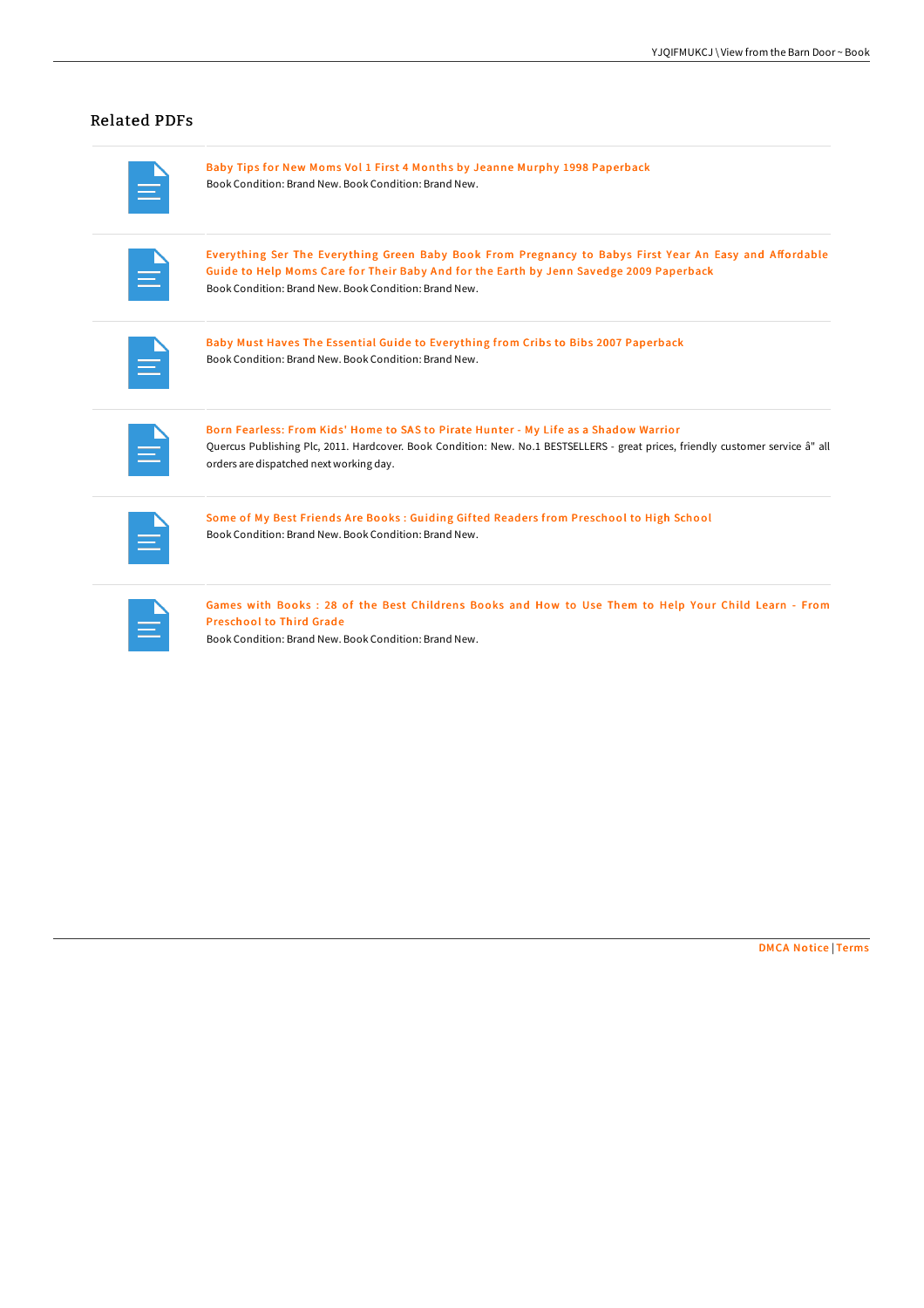## Related PDFs

Baby Tips for New Moms Vol 1 First 4 Months by Jeanne Murphy 1998 Paperback
Book Condition: Brand New. Book Condition: Brand New.

Everything Ser The Everything Green Baby Book From Pregnancy to Babys First Year An Easy and Affordable Guide to Help Moms Care for Their Baby And for the Earth by Jenn Savedge 2009 Paperback
Book Condition: Brand New. Book Condition: Brand New.

Baby Must Haves The Essential Guide to Everything from Cribs to Bibs 2007 Paperback
Book Condition: Brand New. Book Condition: Brand New.

Born Fearless: From Kids' Home to SAS to Pirate Hunter - My Life as a Shadow Warrior
Quercus Publishing Plc, 2011. Hardcover. Book Condition: New. No.1 BESTSELLERS - great prices, friendly customer service â" all orders are dispatched next working day.

Some of My Best Friends Are Books : Guiding Gifted Readers from Preschool to High School
Book Condition: Brand New. Book Condition: Brand New.

Games with Books : 28 of the Best Childrens Books and How to Use Them to Help Your Child Learn - From Preschool to Third Grade
Book Condition: Brand New. Book Condition: Brand New.